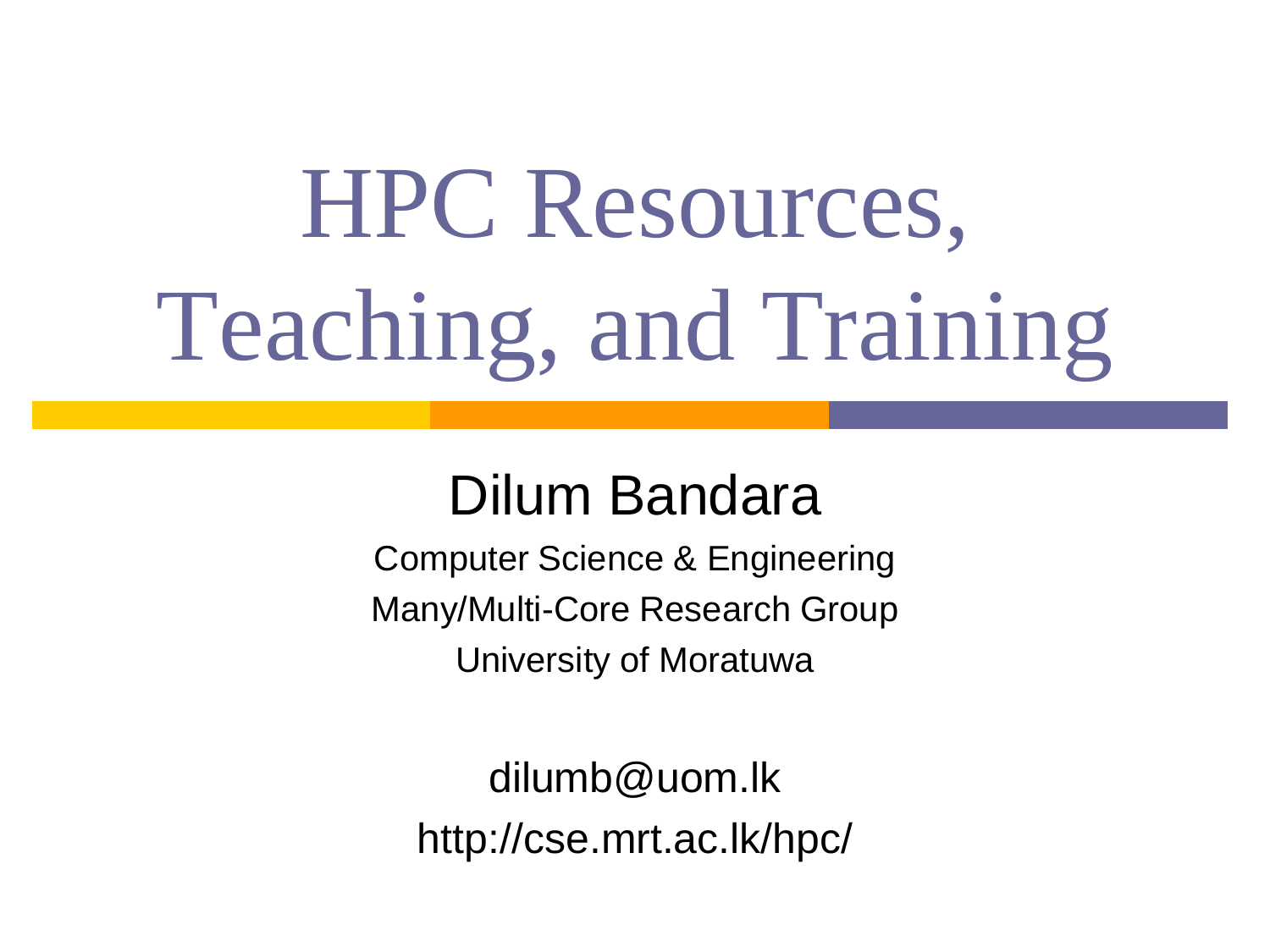# HPC Resources, Teaching, and Training

Dilum Bandara

Computer Science & Engineering

Many/Multi-Core Research Group

University of Moratuwa

dilumb@uom.lk

http://cse.mrt.ac.lk/hpc/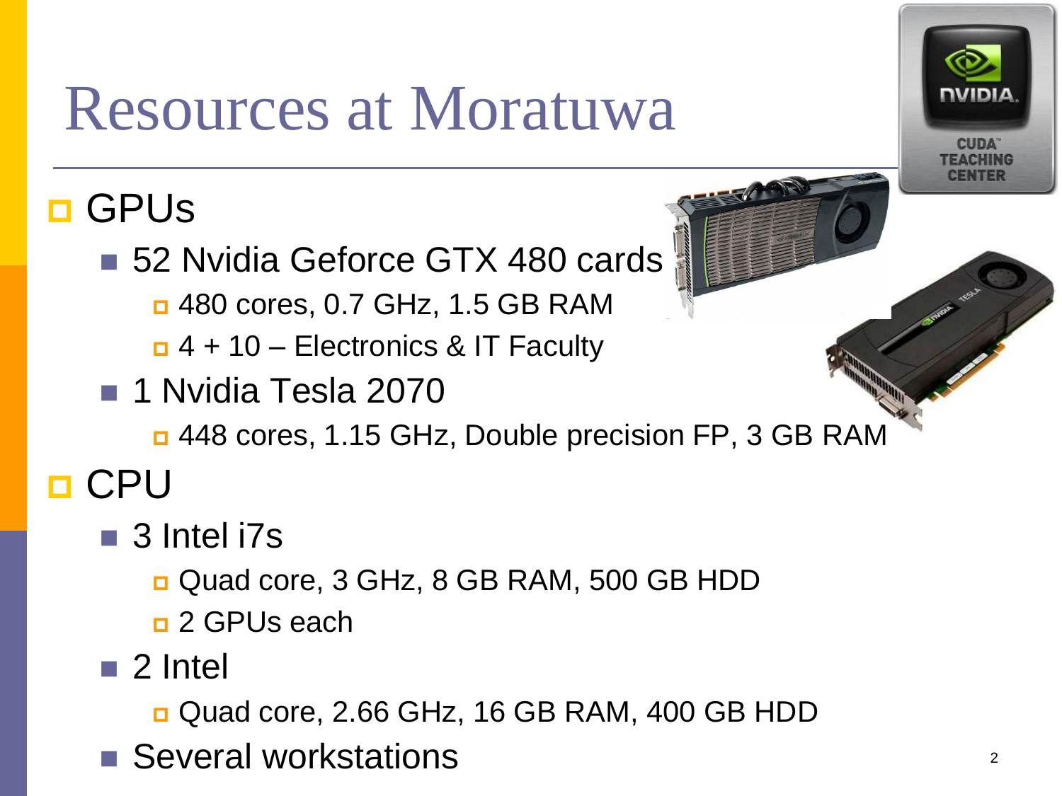# Resources at Moratuwa

- GPUs
  - 52 Nvidia Geforce GTX 480 cards
    - 480 cores, 0.7 GHz, 1.5 GB RAM
    - 4 + 10 – Electronics & IT Faculty
  - 1 Nvidia Tesla 2070
    - 448 cores, 1.15 GHz, Double precision FP, 3 GB RAM
- CPU
  - 3 Intel i7s
    - Quad core, 3 GHz, 8 GB RAM, 500 GB HDD
    - 2 GPUs each
  - 2 Intel
    - Quad core, 2.66 GHz, 16 GB RAM, 400 GB HDD
  - Several workstations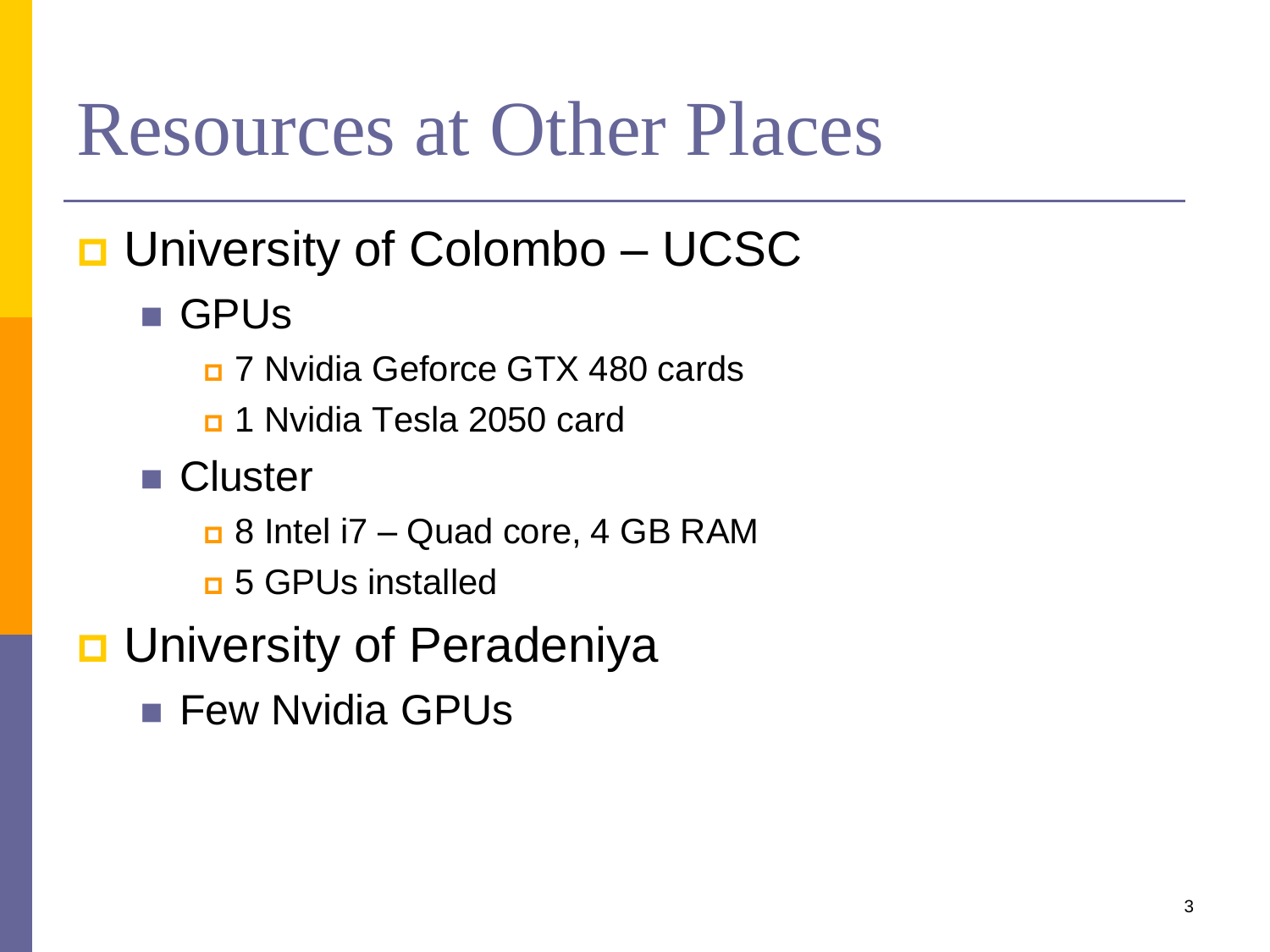# Resources at Other Places

- University of Colombo – UCSC
  - GPUs
    - 7 Nvidia Geforce GTX 480 cards
    - 1 Nvidia Tesla 2050 card
  - Cluster
    - 8 Intel i7 – Quad core, 4 GB RAM
    - 5 GPUs installed
- University of Peradeniya
  - Few Nvidia GPUs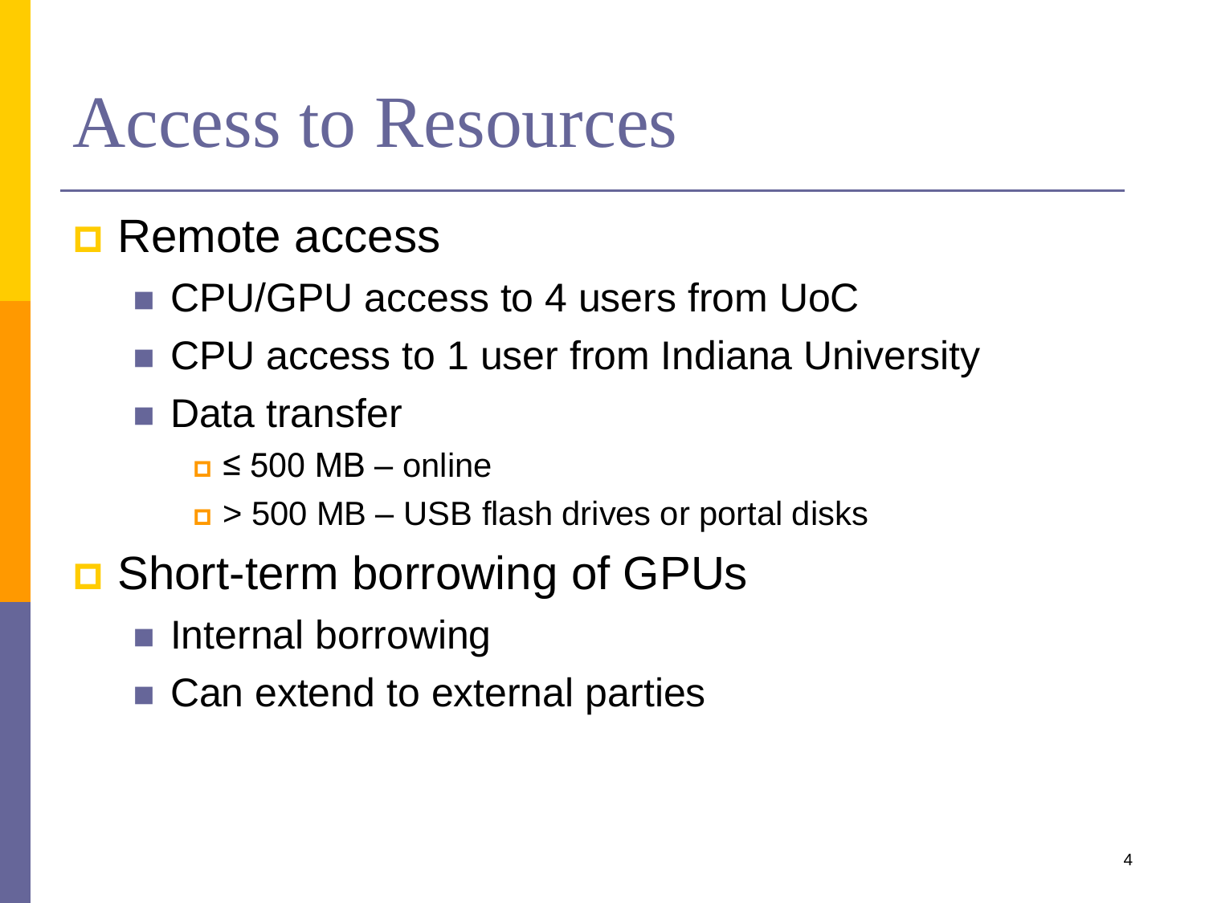# Access to Resources

- Remote access
  - CPU/GPU access to 4 users from UoC
  - CPU access to 1 user from Indiana University
  - Data transfer
    - ≤ 500 MB – online
    - > 500 MB – USB flash drives or portal disks
- Short-term borrowing of GPUs
  - Internal borrowing
  - Can extend to external parties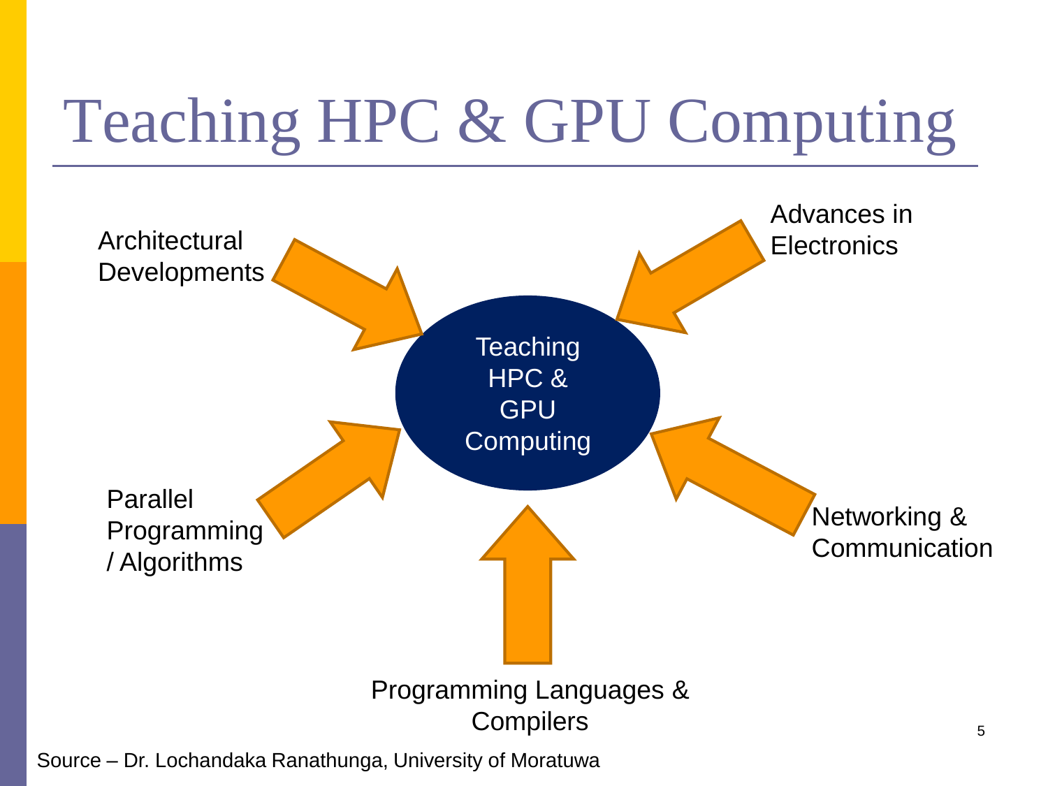# Teaching HPC & GPU Computing

Teaching HPC & GPU Computing

- Architectural Developments
- Advances in Electronics
- Parallel Programming / Algorithms
- Networking & Communication
- Programming Languages & Compilers

Source – Dr. Lochandaka Ranathunga, University of Moratuwa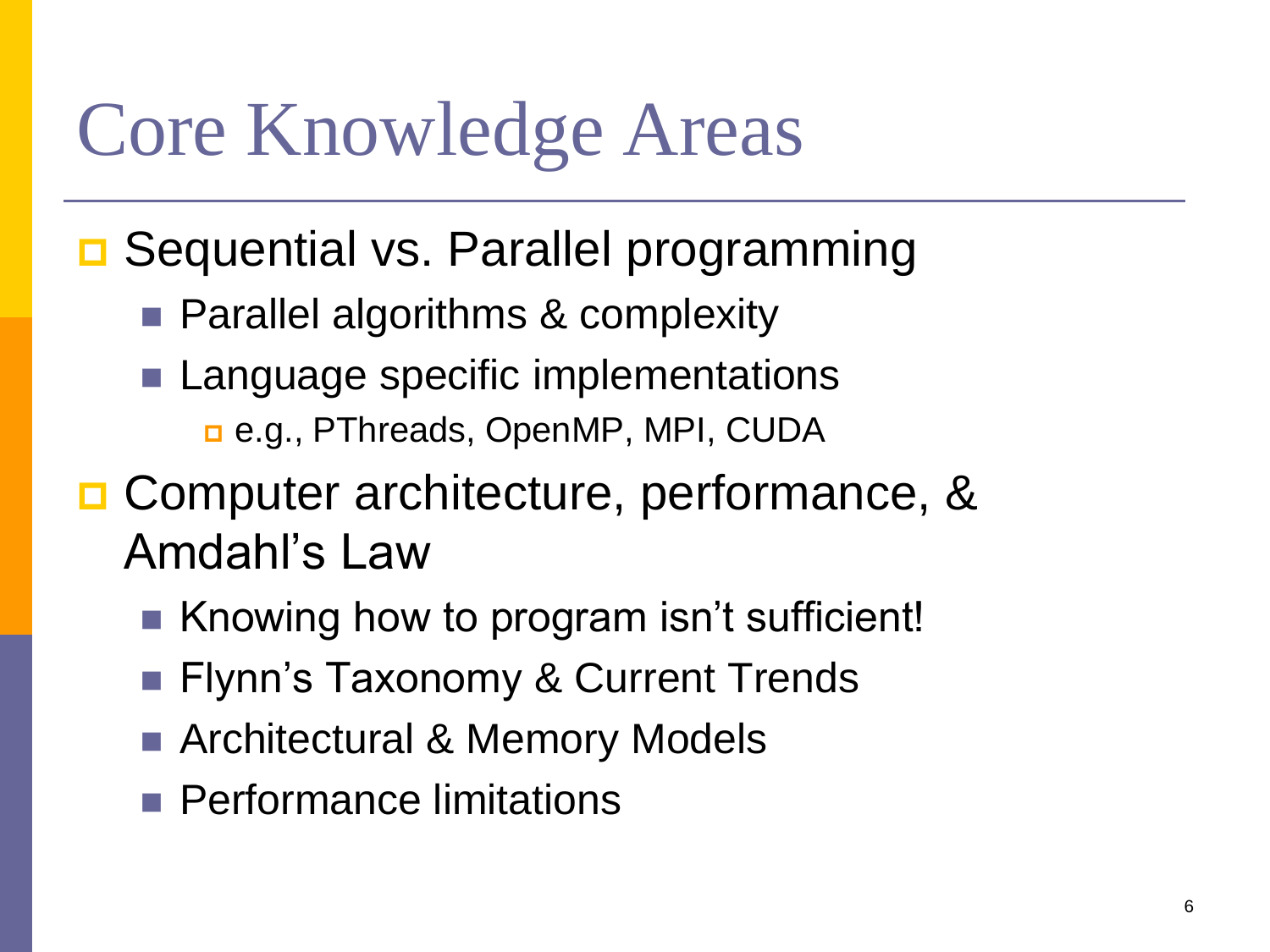# Core Knowledge Areas

- Sequential vs. Parallel programming
  - Parallel algorithms & complexity
  - Language specific implementations
    - e.g., PThreads, OpenMP, MPI, CUDA
- Computer architecture, performance, & Amdahl's Law
  - Knowing how to program isn't sufficient!
  - Flynn's Taxonomy & Current Trends
  - Architectural & Memory Models
  - Performance limitations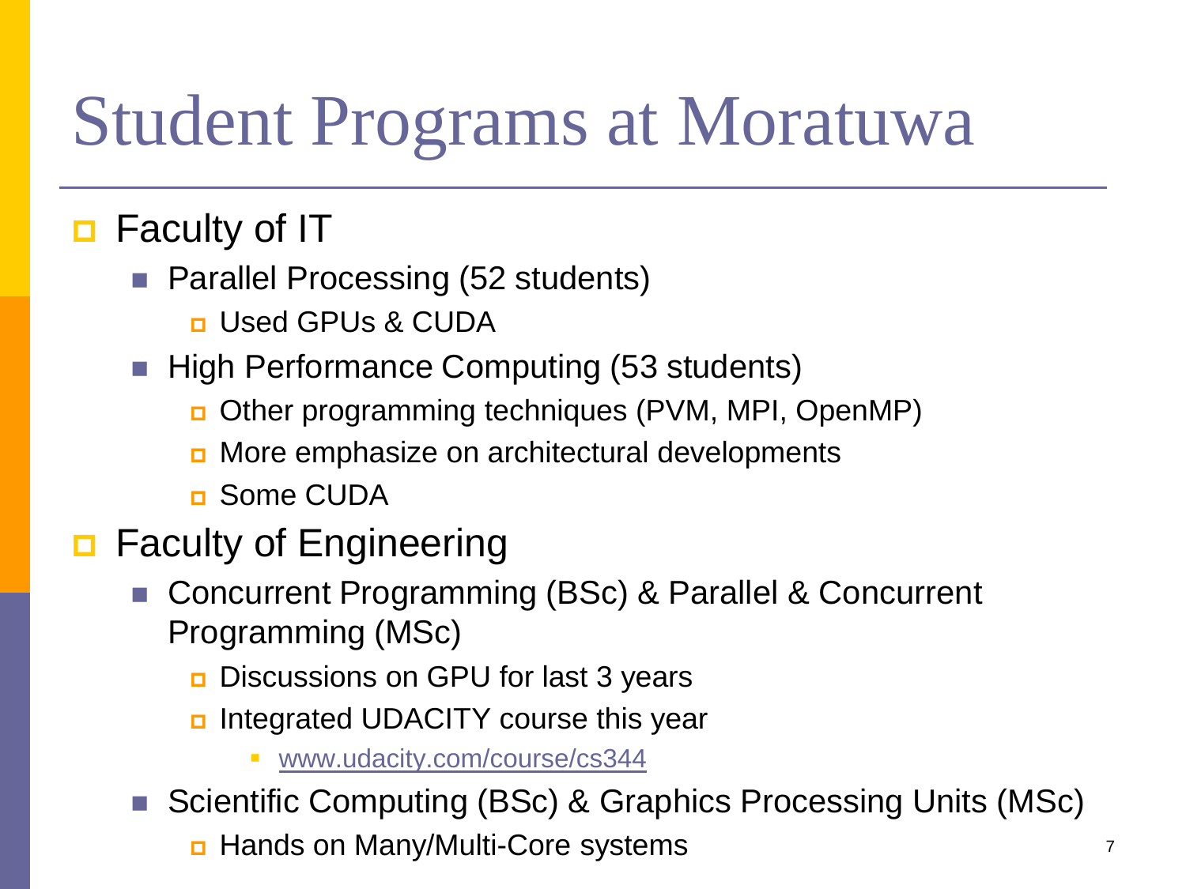# Student Programs at Moratuwa

- Faculty of IT
  - Parallel Processing (52 students)
    - Used GPUs & CUDA
  - High Performance Computing (53 students)
    - Other programming techniques (PVM, MPI, OpenMP)
    - More emphasize on architectural developments
    - Some CUDA
- Faculty of Engineering
  - Concurrent Programming (BSc) & Parallel & Concurrent Programming (MSc)
    - Discussions on GPU for last 3 years
    - Integrated UDACITY course this year
      - www.udacity.com/course/cs344
  - Scientific Computing (BSc) & Graphics Processing Units (MSc)
    - Hands on Many/Multi-Core systems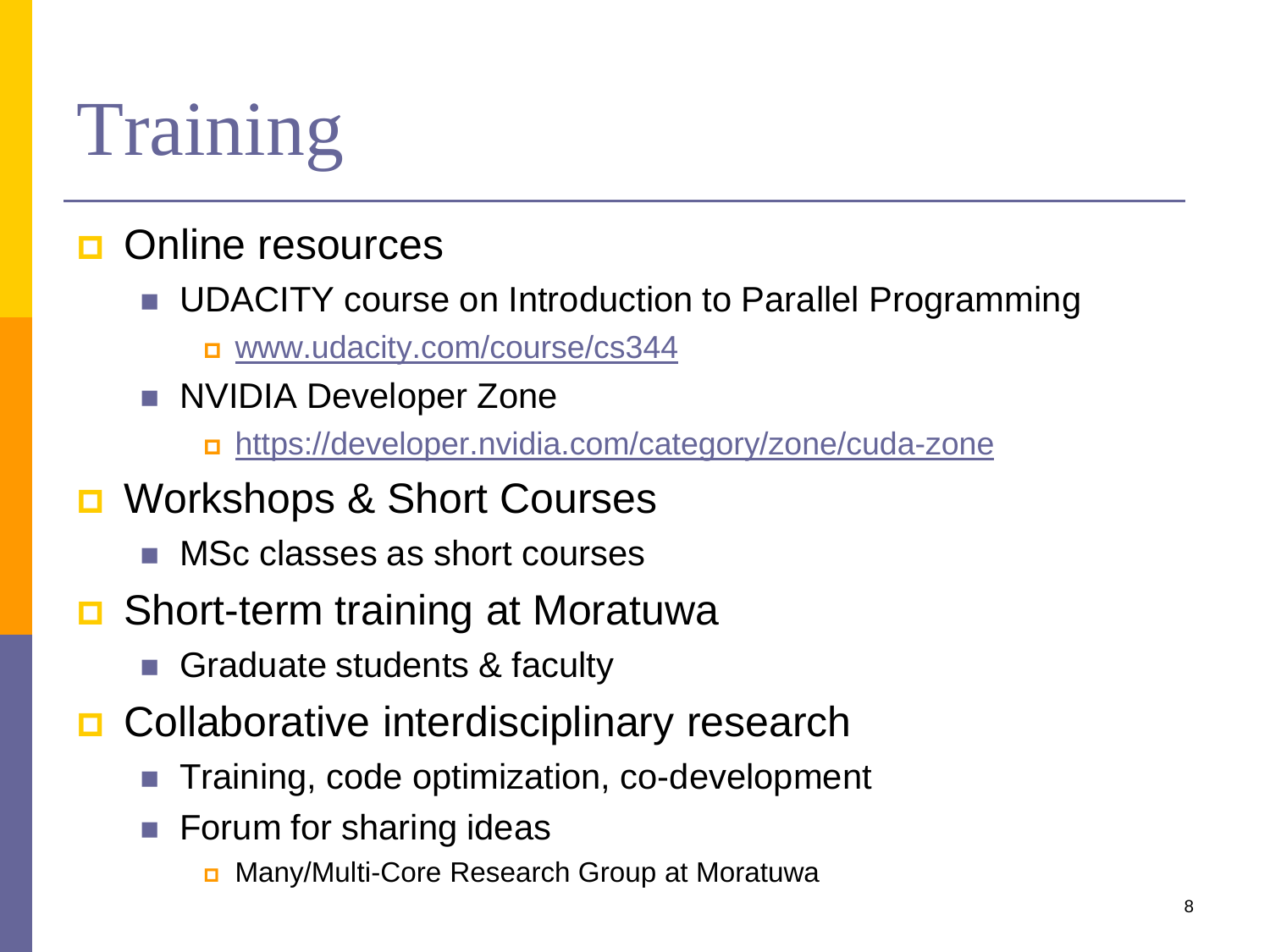# Training

- Online resources
  - UDACITY course on Introduction to Parallel Programming
    - [www.udacity.com/course/cs344](www.udacity.com/course/cs344)
  - NVIDIA Developer Zone
    - [https://developer.nvidia.com/category/zone/cuda-zone](https://developer.nvidia.com/category/zone/cuda-zone)
- Workshops & Short Courses
  - MSc classes as short courses
- Short-term training at Moratuwa
  - Graduate students & faculty
- Collaborative interdisciplinary research
  - Training, code optimization, co-development
  - Forum for sharing ideas
    - Many/Multi-Core Research Group at Moratuwa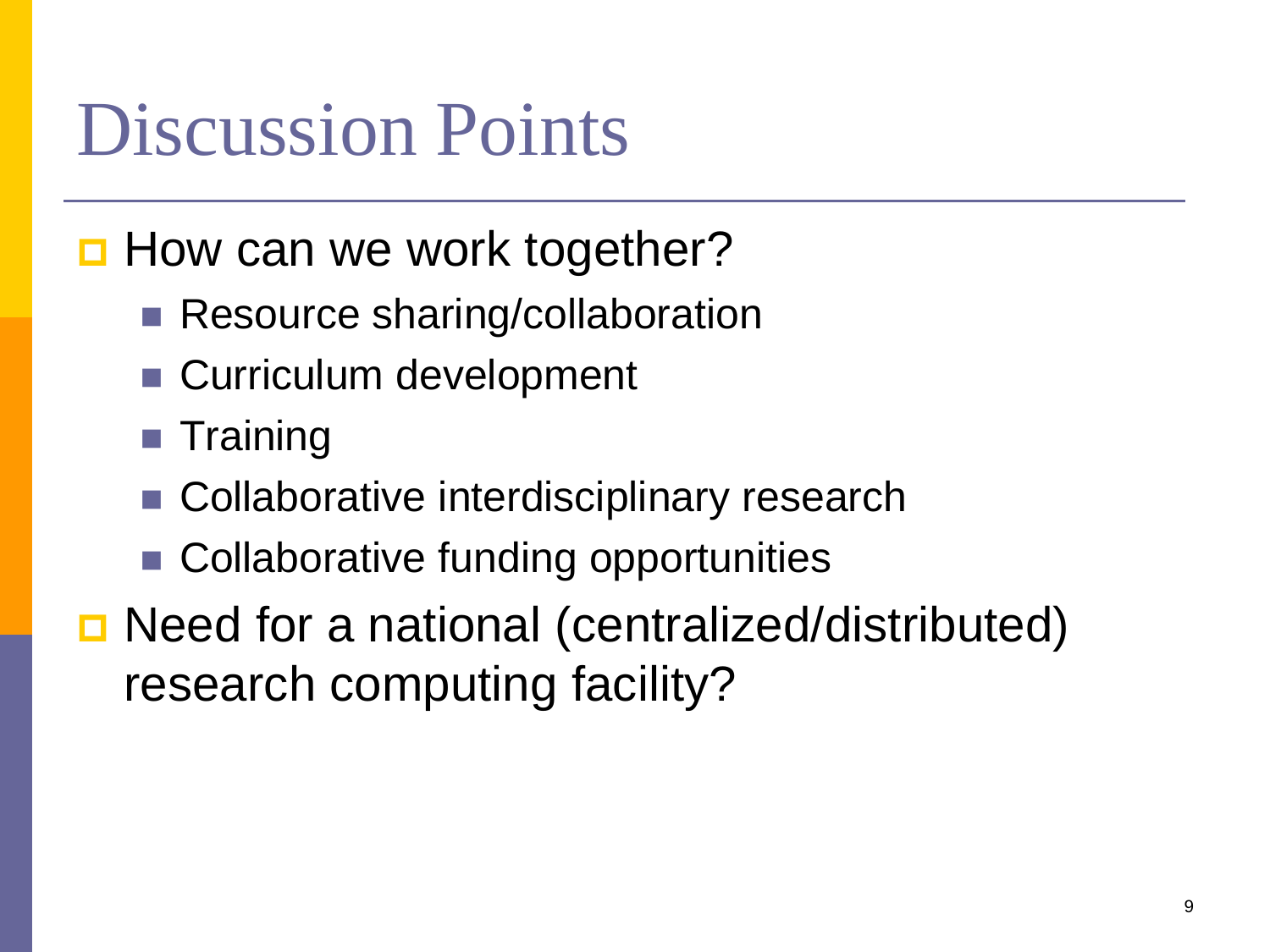# Discussion Points

- How can we work together?
  - Resource sharing/collaboration
  - Curriculum development
  - Training
  - Collaborative interdisciplinary research
  - Collaborative funding opportunities
- Need for a national (centralized/distributed) research computing facility?